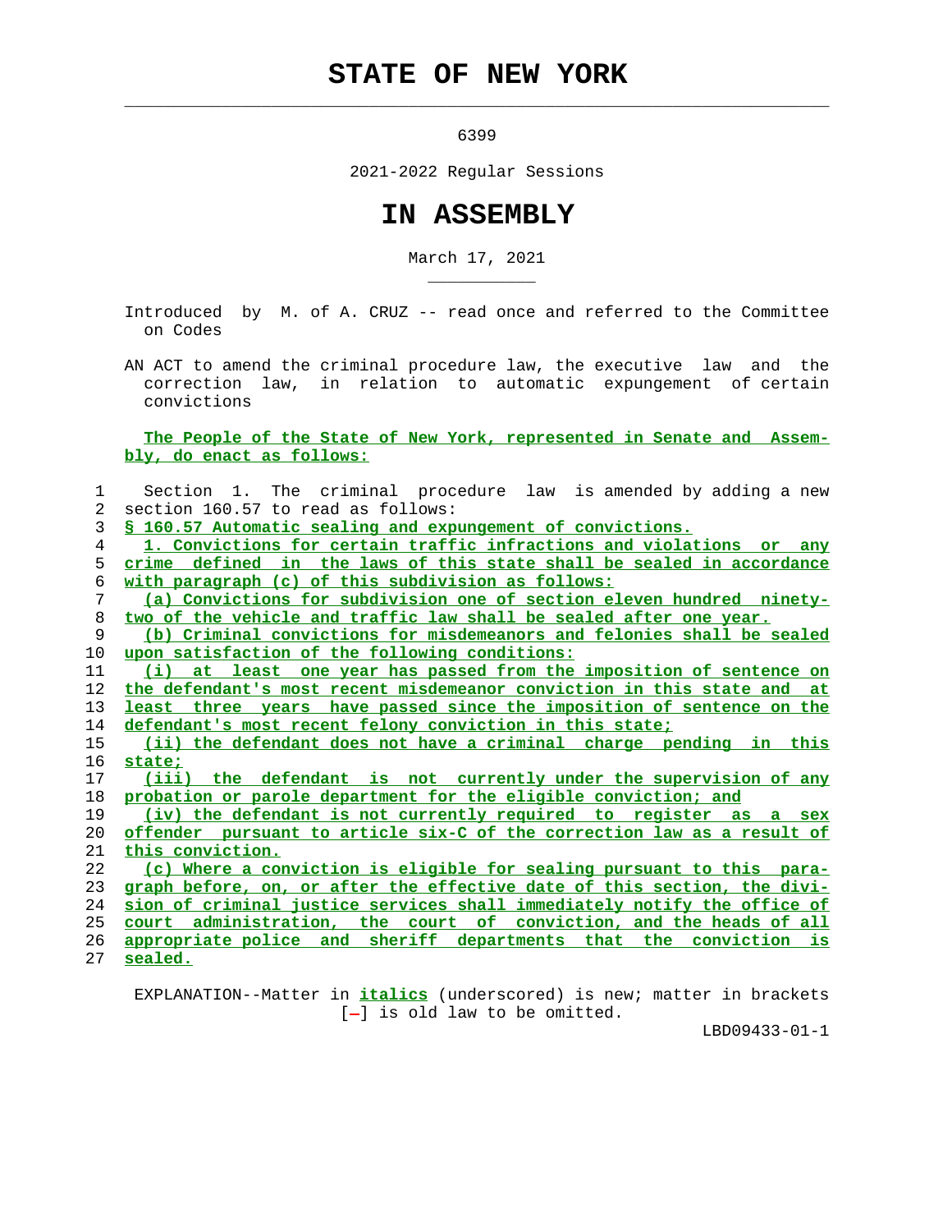# STATE OF NEW YORK

6399

2021-2022 Regular Sessions

# IN ASSEMBLY

March 17, 2021

Introduced by M. of A. CRUZ -- read once and referred to the Committee on Codes

AN ACT to amend the criminal procedure law, the executive law and the correction law, in relation to automatic expungement of certain convictions

The People of the State of New York, represented in Senate and Assembly, do enact as follows:

1 Section 1. The criminal procedure law is amended by adding a new
2 section 160.57 to read as follows:
3 § 160.57 Automatic sealing and expungement of convictions.
4 1. Convictions for certain traffic infractions and violations or any
5 crime defined in the laws of this state shall be sealed in accordance
6 with paragraph (c) of this subdivision as follows:
7 (a) Convictions for subdivision one of section eleven hundred ninety-
8 two of the vehicle and traffic law shall be sealed after one year.
9 (b) Criminal convictions for misdemeanors and felonies shall be sealed
10 upon satisfaction of the following conditions:
11 (i) at least one year has passed from the imposition of sentence on
12 the defendant's most recent misdemeanor conviction in this state and at
13 least three years have passed since the imposition of sentence on the
14 defendant's most recent felony conviction in this state;
15 (ii) the defendant does not have a criminal charge pending in this
16 state;
17 (iii) the defendant is not currently under the supervision of any
18 probation or parole department for the eligible conviction; and
19 (iv) the defendant is not currently required to register as a sex
20 offender pursuant to article six-C of the correction law as a result of
21 this conviction.
22 (c) Where a conviction is eligible for sealing pursuant to this para-
23 graph before, on, or after the effective date of this section, the divi-
24 sion of criminal justice services shall immediately notify the office of
25 court administration, the court of conviction, and the heads of all
26 appropriate police and sheriff departments that the conviction is
27 sealed.

EXPLANATION--Matter in *italics* (underscored) is new; matter in brackets [-] is old law to be omitted.

LBD09433-01-1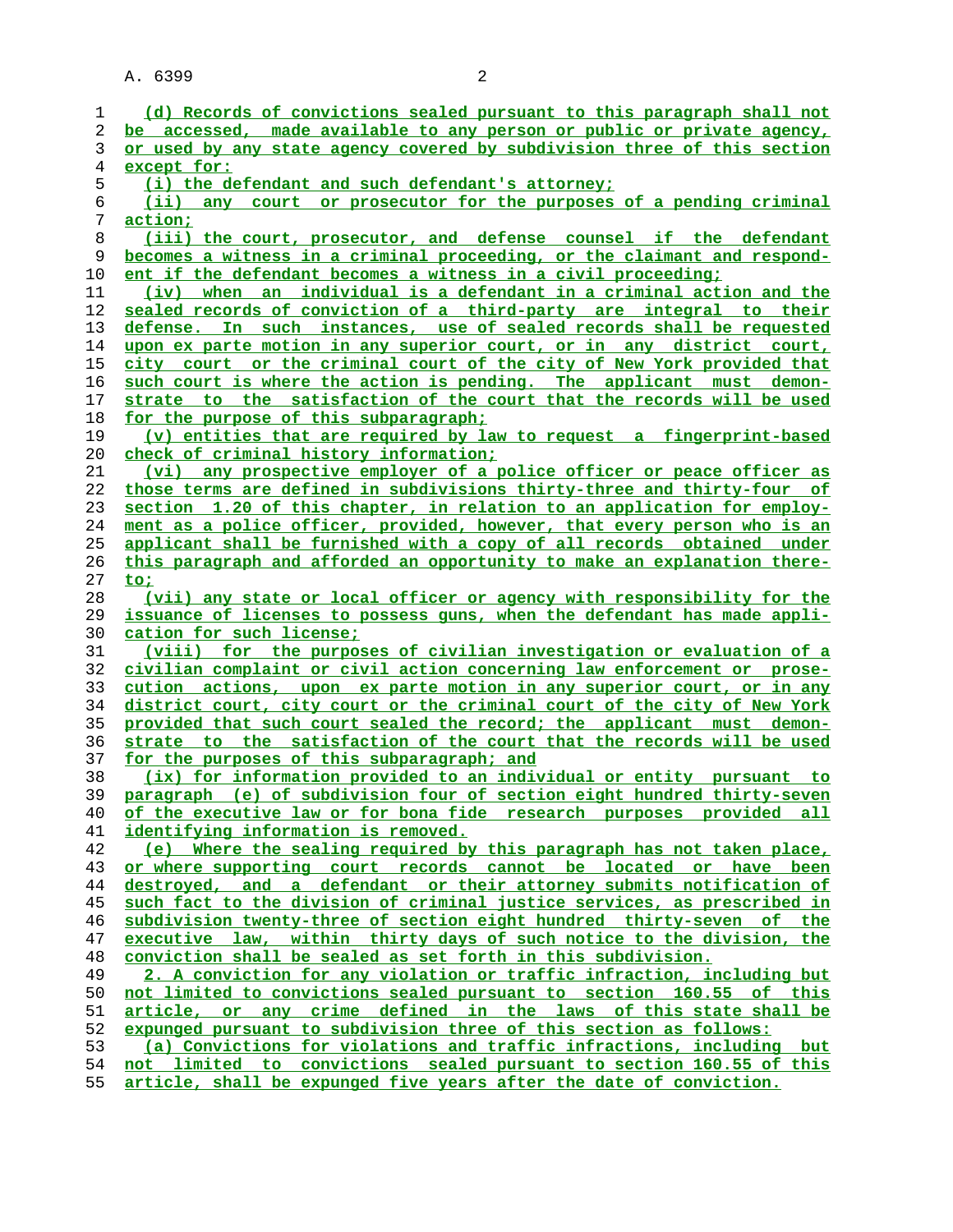(d) Records of convictions sealed pursuant to this paragraph shall not be accessed, made available to any person or public or private agency, or used by any state agency covered by subdivision three of this section except for:

(i) the defendant and such defendant's attorney;

(ii) any court or prosecutor for the purposes of a pending criminal action;

(iii) the court, prosecutor, and defense counsel if the defendant becomes a witness in a criminal proceeding, or the claimant and respondent if the defendant becomes a witness in a civil proceeding;

(iv) when an individual is a defendant in a criminal action and the sealed records of conviction of a third-party are integral to their defense. In such instances, use of sealed records shall be requested upon ex parte motion in any superior court, or in any district court, city court or the criminal court of the city of New York provided that such court is where the action is pending. The applicant must demonstrate to the satisfaction of the court that the records will be used for the purpose of this subparagraph;

(v) entities that are required by law to request a fingerprint-based check of criminal history information;

(vi) any prospective employer of a police officer or peace officer as those terms are defined in subdivisions thirty-three and thirty-four of section 1.20 of this chapter, in relation to an application for employment as a police officer, provided, however, that every person who is an applicant shall be furnished with a copy of all records obtained under this paragraph and afforded an opportunity to make an explanation thereto;

(vii) any state or local officer or agency with responsibility for the issuance of licenses to possess guns, when the defendant has made application for such license;

(viii) for the purposes of civilian investigation or evaluation of a civilian complaint or civil action concerning law enforcement or prosecution actions, upon ex parte motion in any superior court, or in any district court, city court or the criminal court of the city of New York provided that such court sealed the record; the applicant must demonstrate to the satisfaction of the court that the records will be used for the purposes of this subparagraph; and

(ix) for information provided to an individual or entity pursuant to paragraph (e) of subdivision four of section eight hundred thirty-seven of the executive law or for bona fide research purposes provided all identifying information is removed.

(e) Where the sealing required by this paragraph has not taken place, or where supporting court records cannot be located or have been destroyed, and a defendant or their attorney submits notification of such fact to the division of criminal justice services, as prescribed in subdivision twenty-three of section eight hundred thirty-seven of the executive law, within thirty days of such notice to the division, the conviction shall be sealed as set forth in this subdivision.

2. A conviction for any violation or traffic infraction, including but not limited to convictions sealed pursuant to section 160.55 of this article, or any crime defined in the laws of this state shall be expunged pursuant to subdivision three of this section as follows:

(a) Convictions for violations and traffic infractions, including but not limited to convictions sealed pursuant to section 160.55 of this article, shall be expunged five years after the date of conviction.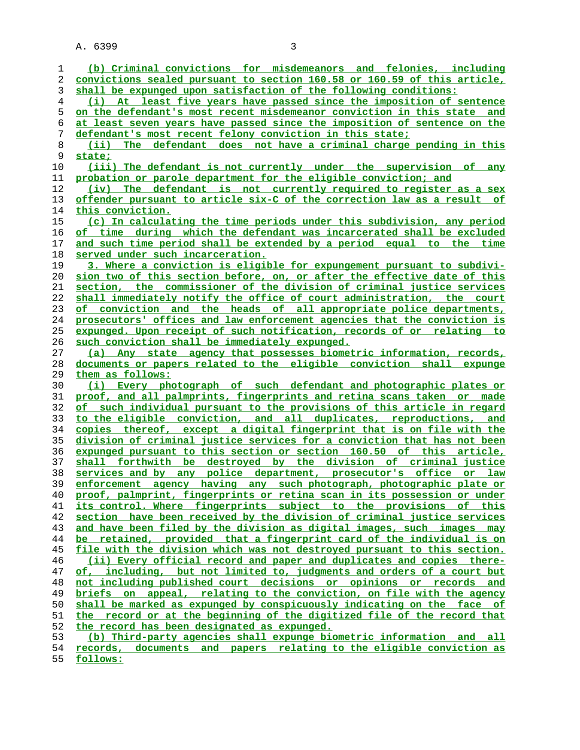(b) Criminal convictions for misdemeanors and felonies, including convictions sealed pursuant to section 160.58 or 160.59 of this article, shall be expunged upon satisfaction of the following conditions:

(i) At least five years have passed since the imposition of sentence on the defendant's most recent misdemeanor conviction in this state and at least seven years have passed since the imposition of sentence on the defendant's most recent felony conviction in this state;

(ii) The defendant does not have a criminal charge pending in this state;

(iii) The defendant is not currently under the supervision of any probation or parole department for the eligible conviction; and

(iv) The defendant is not currently required to register as a sex offender pursuant to article six-C of the correction law as a result of this conviction.

(c) In calculating the time periods under this subdivision, any period of time during which the defendant was incarcerated shall be excluded and such time period shall be extended by a period equal to the time served under such incarceration.

3. Where a conviction is eligible for expungement pursuant to subdivision two of this section before, on, or after the effective date of this section, the commissioner of the division of criminal justice services shall immediately notify the office of court administration, the court of conviction and the heads of all appropriate police departments, prosecutors' offices and law enforcement agencies that the conviction is expunged. Upon receipt of such notification, records of or relating to such conviction shall be immediately expunged.

(a) Any state agency that possesses biometric information, records, documents or papers related to the eligible conviction shall expunge them as follows:

(i) Every photograph of such defendant and photographic plates or proof, and all palmprints, fingerprints and retina scans taken or made of such individual pursuant to the provisions of this article in regard to the eligible conviction, and all duplicates, reproductions, and copies thereof, except a digital fingerprint that is on file with the division of criminal justice services for a conviction that has not been expunged pursuant to this section or section 160.50 of this article, shall forthwith be destroyed by the division of criminal justice services and by any police department, prosecutor's office or law enforcement agency having any such photograph, photographic plate or proof, palmprint, fingerprints or retina scan in its possession or under its control. Where fingerprints subject to the provisions of this section have been received by the division of criminal justice services and have been filed by the division as digital images, such images may be retained, provided that a fingerprint card of the individual is on file with the division which was not destroyed pursuant to this section.

(ii) Every official record and paper and duplicates and copies thereof, including, but not limited to, judgments and orders of a court but not including published court decisions or opinions or records and briefs on appeal, relating to the conviction, on file with the agency shall be marked as expunged by conspicuously indicating on the face of the record or at the beginning of the digitized file of the record that the record has been designated as expunged.

(b) Third-party agencies shall expunge biometric information and all records, documents and papers relating to the eligible conviction as follows: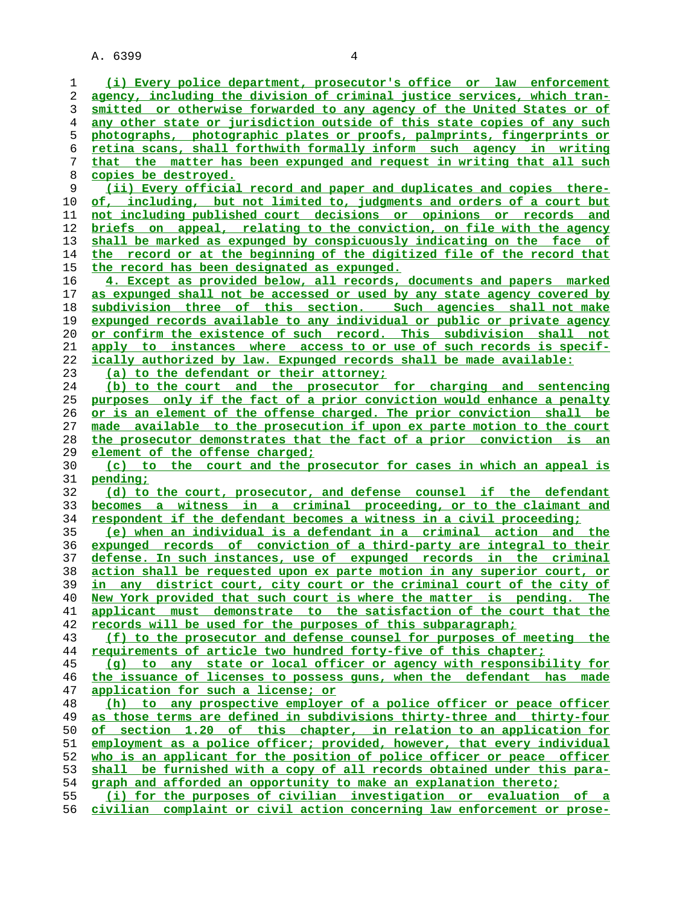(i) Every police department, prosecutor's office or law enforcement agency, including the division of criminal justice services, which transmitted or otherwise forwarded to any agency of the United States or of any other state or jurisdiction outside of this state copies of any such photographs, photographic plates or proofs, palmprints, fingerprints or retina scans, shall forthwith formally inform such agency in writing that the matter has been expunged and request in writing that all such copies be destroyed.

(ii) Every official record and paper and duplicates and copies thereof, including, but not limited to, judgments and orders of a court but not including published court decisions or opinions or records and briefs on appeal, relating to the conviction, on file with the agency shall be marked as expunged by conspicuously indicating on the face of the record or at the beginning of the digitized file of the record that the record has been designated as expunged.

4. Except as provided below, all records, documents and papers marked as expunged shall not be accessed or used by any state agency covered by subdivision three of this section. Such agencies shall not make expunged records available to any individual or public or private agency or confirm the existence of such record. This subdivision shall not apply to instances where access to or use of such records is specifically authorized by law. Expunged records shall be made available:

(a) to the defendant or their attorney;

(b) to the court and the prosecutor for charging and sentencing purposes only if the fact of a prior conviction would enhance a penalty or is an element of the offense charged. The prior conviction shall be made available to the prosecution if upon ex parte motion to the court the prosecutor demonstrates that the fact of a prior conviction is an element of the offense charged;

(c) to the court and the prosecutor for cases in which an appeal is pending;

(d) to the court, prosecutor, and defense counsel if the defendant becomes a witness in a criminal proceeding, or to the claimant and respondent if the defendant becomes a witness in a civil proceeding;

(e) when an individual is a defendant in a criminal action and the expunged records of conviction of a third-party are integral to their defense. In such instances, use of expunged records in the criminal action shall be requested upon ex parte motion in any superior court, or in any district court, city court or the criminal court of the city of New York provided that such court is where the matter is pending. The applicant must demonstrate to the satisfaction of the court that the records will be used for the purposes of this subparagraph;

(f) to the prosecutor and defense counsel for purposes of meeting the requirements of article two hundred forty-five of this chapter;

(g) to any state or local officer or agency with responsibility for the issuance of licenses to possess guns, when the defendant has made application for such a license; or

(h) to any prospective employer of a police officer or peace officer as those terms are defined in subdivisions thirty-three and thirty-four of section 1.20 of this chapter, in relation to an application for employment as a police officer; provided, however, that every individual who is an applicant for the position of police officer or peace officer shall be furnished with a copy of all records obtained under this paragraph and afforded an opportunity to make an explanation thereto;

(i) for the purposes of civilian investigation or evaluation of a civilian complaint or civil action concerning law enforcement or prose-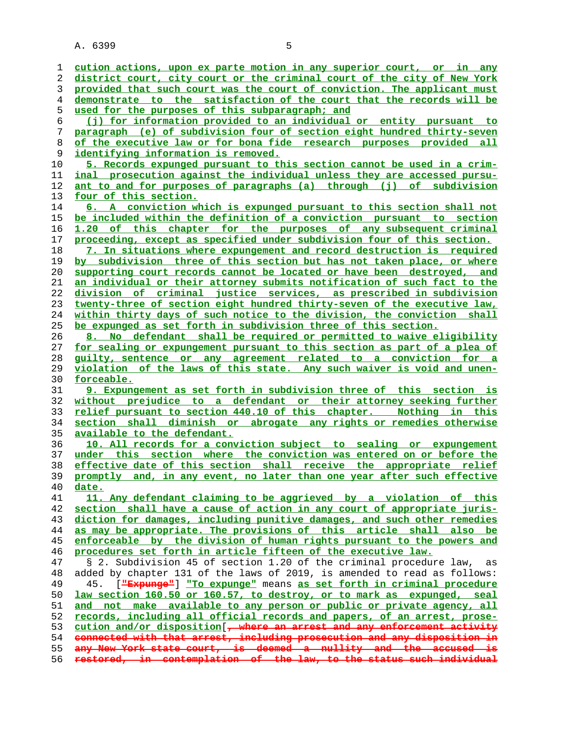cution actions, upon ex parte motion in any superior court, or in any district court, city court or the criminal court of the city of New York provided that such court was the court of conviction. The applicant must demonstrate to the satisfaction of the court that the records will be used for the purposes of this subparagraph; and

(j) for information provided to an individual or entity pursuant to paragraph (e) of subdivision four of section eight hundred thirty-seven of the executive law or for bona fide research purposes provided all identifying information is removed.

5. Records expunged pursuant to this section cannot be used in a criminal prosecution against the individual unless they are accessed pursuant to and for purposes of paragraphs (a) through (j) of subdivision four of this section.

6. A conviction which is expunged pursuant to this section shall not be included within the definition of a conviction pursuant to section 1.20 of this chapter for the purposes of any subsequent criminal proceeding, except as specified under subdivision four of this section.

7. In situations where expungement and record destruction is required by subdivision three of this section but has not taken place, or where supporting court records cannot be located or have been destroyed, and an individual or their attorney submits notification of such fact to the division of criminal justice services, as prescribed in subdivision twenty-three of section eight hundred thirty-seven of the executive law, within thirty days of such notice to the division, the conviction shall be expunged as set forth in subdivision three of this section.

8. No defendant shall be required or permitted to waive eligibility for sealing or expungement pursuant to this section as part of a plea of guilty, sentence or any agreement related to a conviction for a violation of the laws of this state. Any such waiver is void and unenforceable.

9. Expungement as set forth in subdivision three of this section is without prejudice to a defendant or their attorney seeking further relief pursuant to section 440.10 of this chapter. Nothing in this section shall diminish or abrogate any rights or remedies otherwise available to the defendant.

10. All records for a conviction subject to sealing or expungement under this section where the conviction was entered on or before the effective date of this section shall receive the appropriate relief promptly and, in any event, no later than one year after such effective date.

11. Any defendant claiming to be aggrieved by a violation of this section shall have a cause of action in any court of appropriate jurisdiction for damages, including punitive damages, and such other remedies as may be appropriate. The provisions of this article shall also be enforceable by the division of human rights pursuant to the powers and procedures set forth in article fifteen of the executive law.

§ 2. Subdivision 45 of section 1.20 of the criminal procedure law, as added by chapter 131 of the laws of 2019, is amended to read as follows:

45. [~~"Expunge"~~] "To expunge" means as set forth in criminal procedure law section 160.50 or 160.57, to destroy, or to mark as expunged, seal and not make available to any person or public or private agency, all records, including all official records and papers, of an arrest, prosecution and/or disposition[~~, where an arrest and any enforcement activity connected with that arrest, including prosecution and any disposition in any New York state court, is deemed a nullity and the accused is restored, in contemplation of the law, to the status such individual~~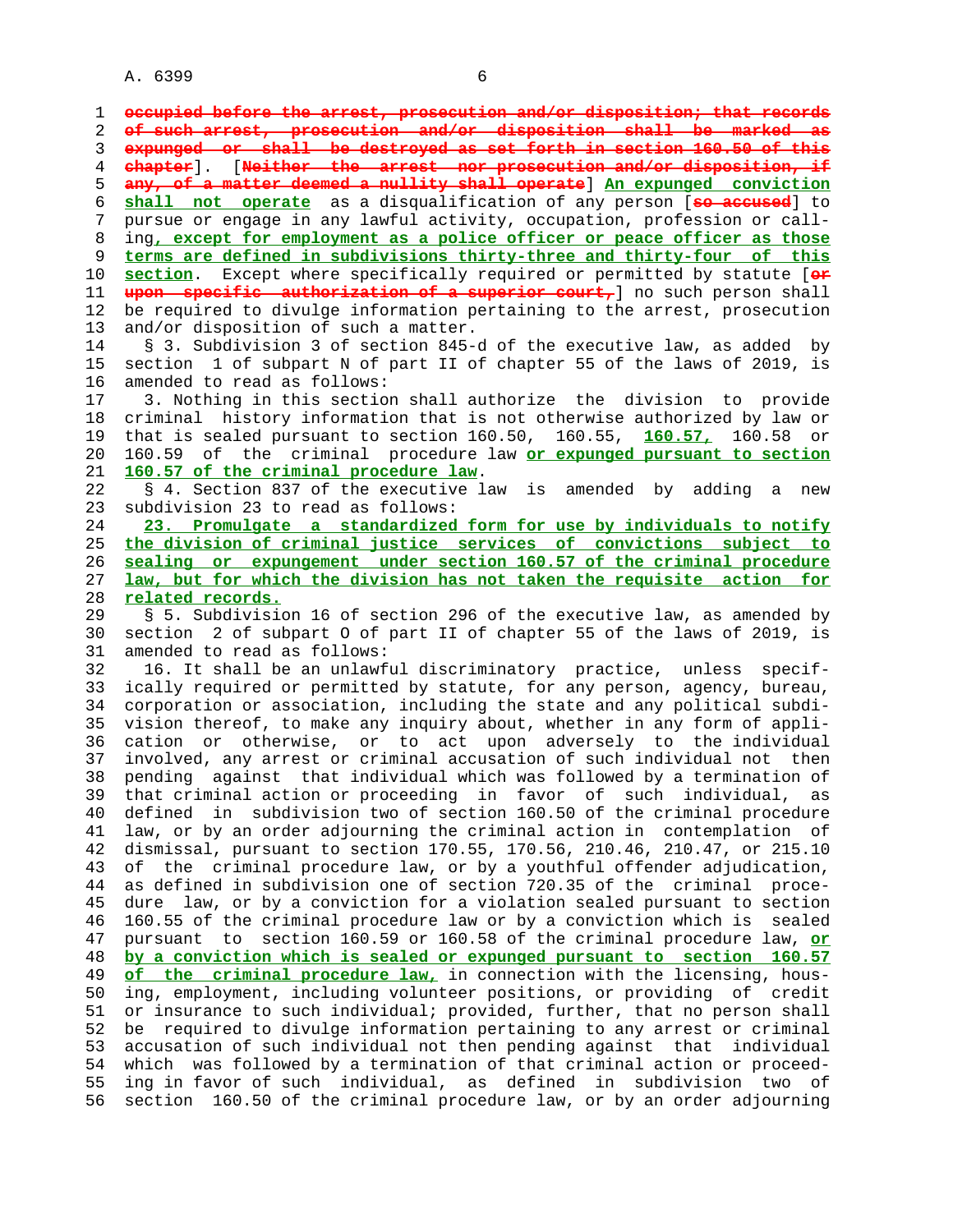occupied before the arrest, prosecution and/or disposition; that records of such arrest, prosecution and/or disposition shall be marked as expunged or shall be destroyed as set forth in section 160.50 of this chapter]. [Neither the arrest nor prosecution and/or disposition, if any, of a matter deemed a nullity shall operate] An expunged conviction shall not operate as a disqualification of any person [so accused] to pursue or engage in any lawful activity, occupation, profession or calling, except for employment as a police officer or peace officer as those terms are defined in subdivisions thirty-three and thirty-four of this section. Except where specifically required or permitted by statute [or upon specific authorization of a superior court,] no such person shall be required to divulge information pertaining to the arrest, prosecution and/or disposition of such a matter.

§ 3. Subdivision 3 of section 845-d of the executive law, as added by section 1 of subpart N of part II of chapter 55 of the laws of 2019, is amended to read as follows:

3. Nothing in this section shall authorize the division to provide criminal history information that is not otherwise authorized by law or that is sealed pursuant to section 160.50, 160.55, 160.57, 160.58 or 160.59 of the criminal procedure law or expunged pursuant to section 160.57 of the criminal procedure law.

§ 4. Section 837 of the executive law is amended by adding a new subdivision 23 to read as follows:

23. Promulgate a standardized form for use by individuals to notify the division of criminal justice services of convictions subject to sealing or expungement under section 160.57 of the criminal procedure law, but for which the division has not taken the requisite action for related records.

§ 5. Subdivision 16 of section 296 of the executive law, as amended by section 2 of subpart O of part II of chapter 55 of the laws of 2019, is amended to read as follows:

16. It shall be an unlawful discriminatory practice, unless specifically required or permitted by statute, for any person, agency, bureau, corporation or association, including the state and any political subdivision thereof, to make any inquiry about, whether in any form of application or otherwise, or to act upon adversely to the individual involved, any arrest or criminal accusation of such individual not then pending against that individual which was followed by a termination of that criminal action or proceeding in favor of such individual, as defined in subdivision two of section 160.50 of the criminal procedure law, or by an order adjourning the criminal action in contemplation of dismissal, pursuant to section 170.55, 170.56, 210.46, 210.47, or 215.10 of the criminal procedure law, or by a youthful offender adjudication, as defined in subdivision one of section 720.35 of the criminal procedure law, or by a conviction for a violation sealed pursuant to section 160.55 of the criminal procedure law or by a conviction which is sealed pursuant to section 160.59 or 160.58 of the criminal procedure law, or by a conviction which is sealed or expunged pursuant to section 160.57 of the criminal procedure law, in connection with the licensing, housing, employment, including volunteer positions, or providing of credit or insurance to such individual; provided, further, that no person shall be required to divulge information pertaining to any arrest or criminal accusation of such individual not then pending against that individual which was followed by a termination of that criminal action or proceeding in favor of such individual, as defined in subdivision two of section 160.50 of the criminal procedure law, or by an order adjourning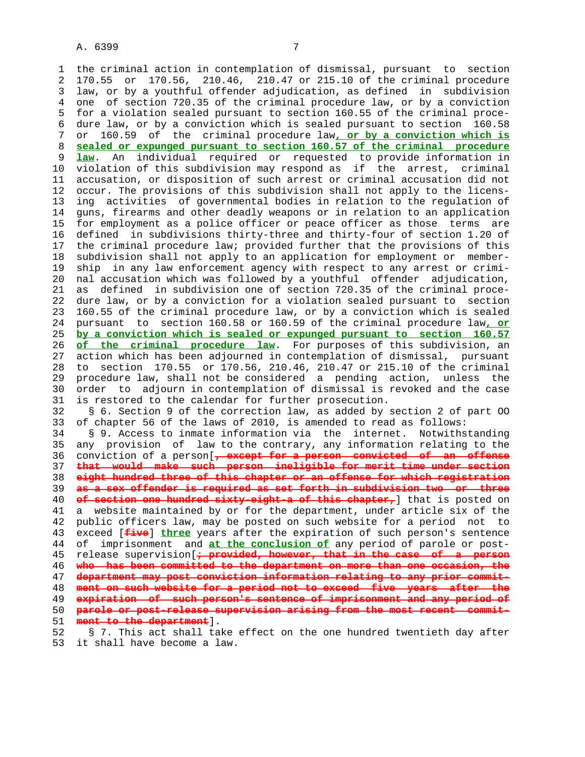the criminal action in contemplation of dismissal, pursuant to section 170.55 or 170.56, 210.46, 210.47 or 215.10 of the criminal procedure law, or by a youthful offender adjudication, as defined in subdivision one of section 720.35 of the criminal procedure law, or by a conviction for a violation sealed pursuant to section 160.55 of the criminal procedure law, or by a conviction which is sealed pursuant to section 160.58 or 160.59 of the criminal procedure law**, or by a conviction which is sealed or expunged pursuant to section 160.57 of the criminal procedure law**. An individual required or requested to provide information in violation of this subdivision may respond as if the arrest, criminal accusation, or disposition of such arrest or criminal accusation did not occur. The provisions of this subdivision shall not apply to the licensing activities of governmental bodies in relation to the regulation of guns, firearms and other deadly weapons or in relation to an application for employment as a police officer or peace officer as those terms are defined in subdivisions thirty-three and thirty-four of section 1.20 of the criminal procedure law; provided further that the provisions of this subdivision shall not apply to an application for employment or membership in any law enforcement agency with respect to any arrest or criminal accusation which was followed by a youthful offender adjudication, as defined in subdivision one of section 720.35 of the criminal procedure law, or by a conviction for a violation sealed pursuant to section 160.55 of the criminal procedure law, or by a conviction which is sealed pursuant to section 160.58 or 160.59 of the criminal procedure law**, or by a conviction which is sealed or expunged pursuant to section 160.57 of the criminal procedure law**. For purposes of this subdivision, an action which has been adjourned in contemplation of dismissal, pursuant to section 170.55 or 170.56, 210.46, 210.47 or 215.10 of the criminal procedure law, shall not be considered a pending action, unless the order to adjourn in contemplation of dismissal is revoked and the case is restored to the calendar for further prosecution.

§ 6. Section 9 of the correction law, as added by section 2 of part OO of chapter 56 of the laws of 2010, is amended to read as follows:

§ 9. Access to inmate information via the internet. Notwithstanding any provision of law to the contrary, any information relating to the conviction of a person[~~, except for a person convicted of an offense that would make such person ineligible for merit time under section eight hundred three of this chapter or an offense for which registration as a sex offender is required as set forth in subdivision two or three of section one hundred sixty-eight-a of this chapter,~~] that is posted on a website maintained by or for the department, under article six of the public officers law, may be posted on such website for a period not to exceed [~~five~~] **three** years after the expiration of such person's sentence of imprisonment and **at the conclusion of** any period of parole or post-release supervision[~~; provided, however, that in the case of a person who has been committed to the department on more than one occasion, the department may post conviction information relating to any prior commitment on such website for a period not to exceed five years after the expiration of such person's sentence of imprisonment and any period of parole or post-release supervision arising from the most recent commitment to the department~~].

§ 7. This act shall take effect on the one hundred twentieth day after it shall have become a law.